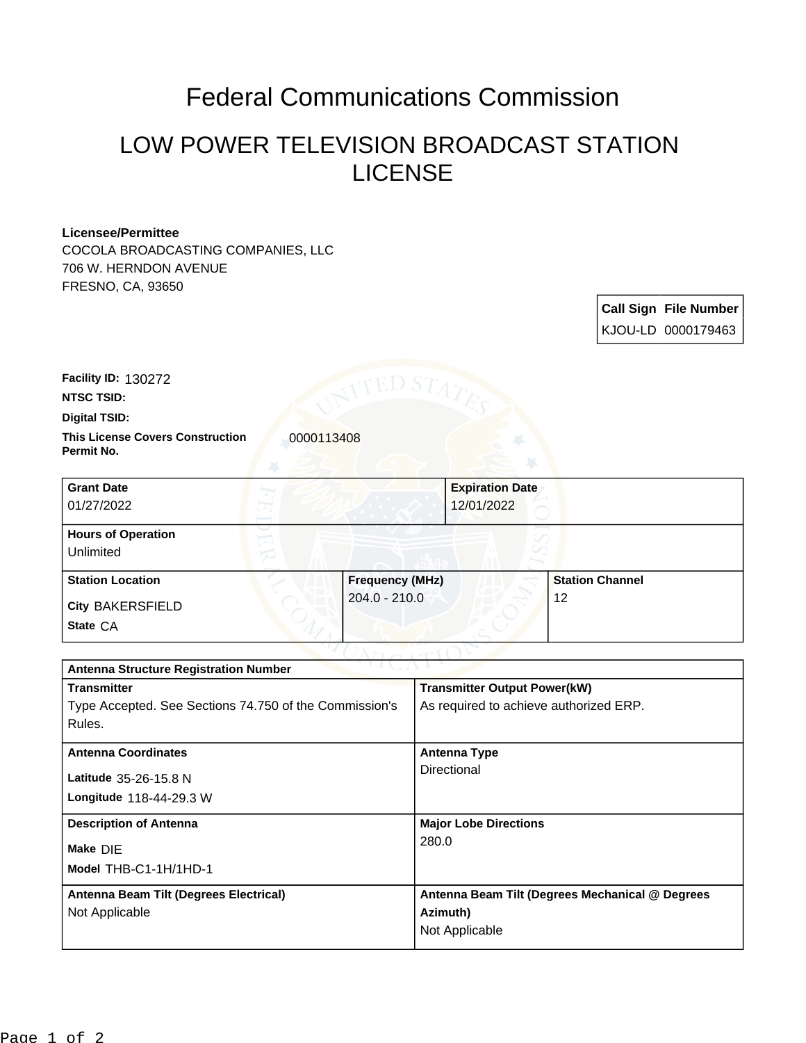# Federal Communications Commission

## LOW POWER TELEVISION BROADCAST STATION LICENSE

**Licensee/Permittee**
COCOLA BROADCASTING COMPANIES, LLC
706 W. HERNDON AVENUE
FRESNO, CA, 93650

| Call Sign | File Number |
|---|---|
| KJOU-LD | 0000179463 |

**Facility ID:** 130272
**NTSC TSID:**
**Digital TSID:**
**This License Covers Construction Permit No.** 0000113408

| Grant Date | Expiration Date |
|---|---|
| 01/27/2022 | 12/01/2022 |

**Hours of Operation**
Unlimited

| Station Location | Frequency (MHz) | Station Channel |
|---|---|---|
| City BAKERSFIELD<br>State CA | 204.0 - 210.0 | 12 |

**Antenna Structure Registration Number**

| Transmitter | Transmitter Output Power(kW) |
|---|---|
| Type Accepted. See Sections 74.750 of the Commission's Rules. | As required to achieve authorized ERP. |
| **Antenna Coordinates**<br>Latitude 35-26-15.8 N<br>Longitude 118-44-29.3 W | **Antenna Type**<br>Directional |
| **Description of Antenna**<br>Make DIE<br>Model THB-C1-1H/1HD-1 | **Major Lobe Directions**<br>280.0 |
| **Antenna Beam Tilt (Degrees Electrical)**<br>Not Applicable | **Antenna Beam Tilt (Degrees Mechanical @ Degrees Azimuth)**<br>Not Applicable |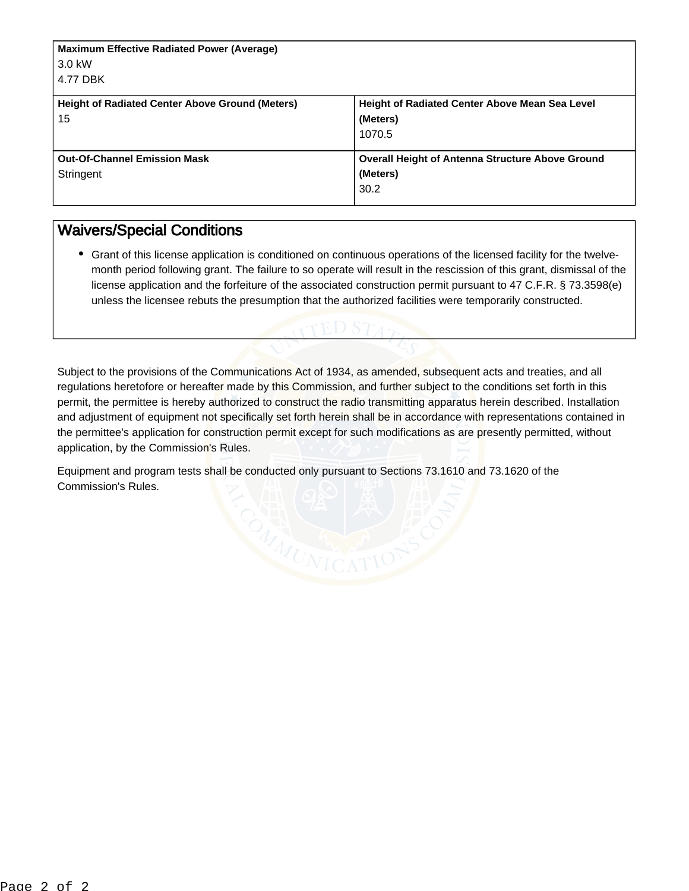| | |
|---|---|
| **Maximum Effective Radiated Power (Average)**<br>3.0 kW<br>4.77 DBK | |
| **Height of Radiated Center Above Ground (Meters)**<br>15 | **Height of Radiated Center Above Mean Sea Level (Meters)**<br>1070.5 |
| **Out-Of-Channel Emission Mask**<br>Stringent | **Overall Height of Antenna Structure Above Ground (Meters)**<br>30.2 |

## Waivers/Special Conditions

- Grant of this license application is conditioned on continuous operations of the licensed facility for the twelve-month period following grant. The failure to so operate will result in the rescission of this grant, dismissal of the license application and the forfeiture of the associated construction permit pursuant to 47 C.F.R. § 73.3598(e) unless the licensee rebuts the presumption that the authorized facilities were temporarily constructed.

Subject to the provisions of the Communications Act of 1934, as amended, subsequent acts and treaties, and all regulations heretofore or hereafter made by this Commission, and further subject to the conditions set forth in this permit, the permittee is hereby authorized to construct the radio transmitting apparatus herein described. Installation and adjustment of equipment not specifically set forth herein shall be in accordance with representations contained in the permittee's application for construction permit except for such modifications as are presently permitted, without application, by the Commission's Rules.

Equipment and program tests shall be conducted only pursuant to Sections 73.1610 and 73.1620 of the Commission's Rules.